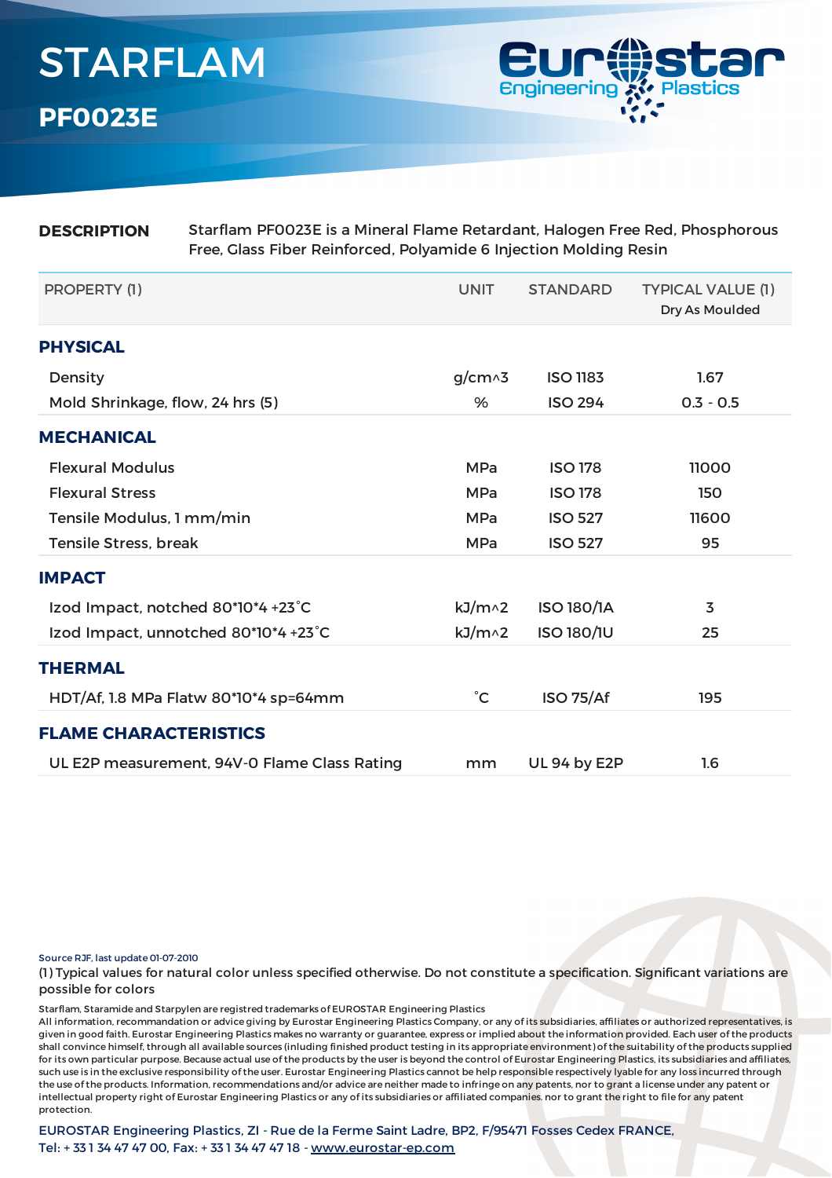# STARFLAM

## PF0023E

Eurostar Engineering Plastics

**DESCRIPTION** Starflam PF0023E is a Mineral Flame Retardant, Halogen Free Red, Phosphorous Free, Glass Fiber Reinforced, Polyamide 6 Injection Molding Resin

| PROPERTY (1) | UNIT | STANDARD | TYPICAL VALUE (1) Dry As Moulded |
|---|---|---|---|
| **PHYSICAL** | | | |
| Density | g/cm^3 | ISO 1183 | 1.67 |
| Mold Shrinkage, flow, 24 hrs (5) | % | ISO 294 | 0.3 - 0.5 |
| **MECHANICAL** | | | |
| Flexural Modulus | MPa | ISO 178 | 11000 |
| Flexural Stress | MPa | ISO 178 | 150 |
| Tensile Modulus, 1 mm/min | MPa | ISO 527 | 11600 |
| Tensile Stress, break | MPa | ISO 527 | 95 |
| **IMPACT** | | | |
| Izod Impact, notched 80*10*4 +23˚C | kJ/m^2 | ISO 180/1A | 3 |
| Izod Impact, unnotched 80*10*4 +23˚C | kJ/m^2 | ISO 180/1U | 25 |
| **THERMAL** | | | |
| HDT/Af, 1.8 MPa Flatw 80*10*4 sp=64mm | ˚C | ISO 75/Af | 195 |
| **FLAME CHARACTERISTICS** | | | |
| UL E2P measurement, 94V-0 Flame Class Rating | mm | UL 94 by E2P | 1.6 |

Source RJF, last update 01-07-2010

(1) Typical values for natural color unless specified otherwise. Do not constitute a specification. Significant variations are possible for colors

Starflam, Staramide and Starpylen are registred trademarks of EUROSTAR Engineering Plastics

All information, recommandation or advice giving by Eurostar Engineering Plastics Company, or any of its subsidiaries, affiliates or authorized representatives, is given in good faith. Eurostar Engineering Plastics makes no warranty or guarantee, express or implied about the information provided. Each user of the products shall convince himself, through all available sources (inluding finished product testing in its appropriate environment) of the suitability of the products supplied for its own particular purpose. Because actual use of the products by the user is beyond the control of Eurostar Engineering Plastics, its subsidiaries and affiliates, such use is in the exclusive responsibility of the user. Eurostar Engineering Plastics cannot be help responsible respectively lyable for any loss incurred through the use of the products. Information, recommendations and/or advice are neither made to infringe on any patents, nor to grant a license under any patent or intellectual property right of Eurostar Engineering Plastics or any of its subsidiaries or affiliated companies. nor to grant the right to file for any patent protection.

EUROSTAR Engineering Plastics, ZI - Rue de la Ferme Saint Ladre, BP2, F/95471 Fosses Cedex FRANCE,
Tel: + 33 1 34 47 47 00, Fax: + 33 1 34 47 47 18 - www.eurostar-ep.com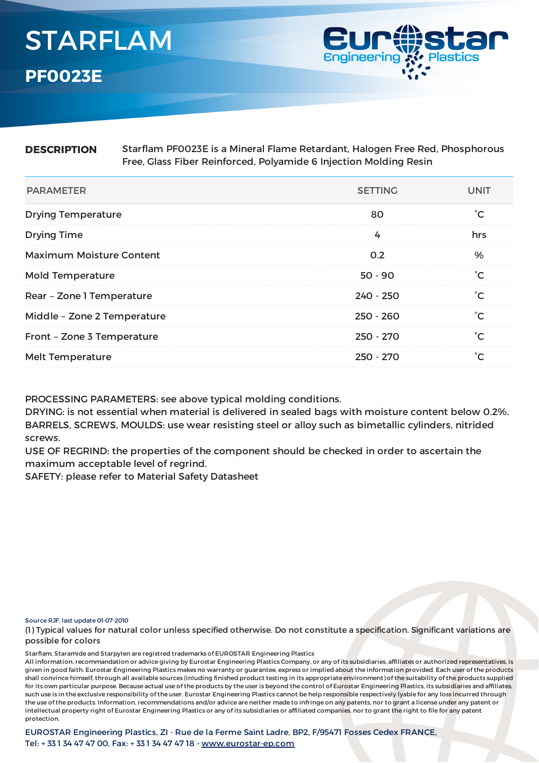# STARFLAM

## PF0023E

**DESCRIPTION** Starflam PF0023E is a Mineral Flame Retardant, Halogen Free Red, Phosphorous Free, Glass Fiber Reinforced, Polyamide 6 Injection Molding Resin

| PARAMETER | SETTING | UNIT |
|---|---|---|
| Drying Temperature | 80 | ˚C |
| Drying Time | 4 | hrs |
| Maximum Moisture Content | 0.2 | % |
| Mold Temperature | 50 - 90 | ˚C |
| Rear – Zone 1 Temperature | 240 - 250 | ˚C |
| Middle – Zone 2 Temperature | 250 - 260 | ˚C |
| Front – Zone 3 Temperature | 250 - 270 | ˚C |
| Melt Temperature | 250 - 270 | ˚C |

PROCESSING PARAMETERS: see above typical molding conditions.
DRYING: is not essential when material is delivered in sealed bags with moisture content below 0.2%.
BARRELS, SCREWS, MOULDS: use wear resisting steel or alloy such as bimetallic cylinders, nitrided screws.
USE OF REGRIND: the properties of the component should be checked in order to ascertain the maximum acceptable level of regrind.
SAFETY: please refer to Material Safety Datasheet

Source RJF, last update 01-07-2010

(1) Typical values for natural color unless specified otherwise. Do not constitute a specification. Significant variations are possible for colors

Starflam, Staramide and Starpylen are registred trademarks of EUROSTAR Engineering Plastics

All information, recommandation or advice giving by Eurostar Engineering Plastics Company, or any of its subsidiaries, affiliates or authorized representatives, is given in good faith. Eurostar Engineering Plastics makes no warranty or guarantee, express or implied about the information provided. Each user of the products shall convince himself, through all available sources (inluding finished product testing in its appropriate environment) of the suitability of the products supplied for its own particular purpose. Because actual use of the products by the user is beyond the control of Eurostar Engineering Plastics, its subsidiaries and affiliates, such use is in the exclusive responsibility of the user. Eurostar Engineering Plastics cannot be help responsible respectively lyable for any loss incurred through the use of the products. Information, recommendations and/or advice are neither made to infringe on any patents, nor to grant a license under any patent or intellectual property right of Eurostar Engineering Plastics or any of its subsidiaries or affiliated companies. nor to grant the right to file for any patent protection.

EUROSTAR Engineering Plastics, ZI - Rue de la Ferme Saint Ladre, BP2, F/95471 Fosses Cedex FRANCE,
Tel: + 33 1 34 47 47 00, Fax: + 33 1 34 47 47 18 - www.eurostar-ep.com